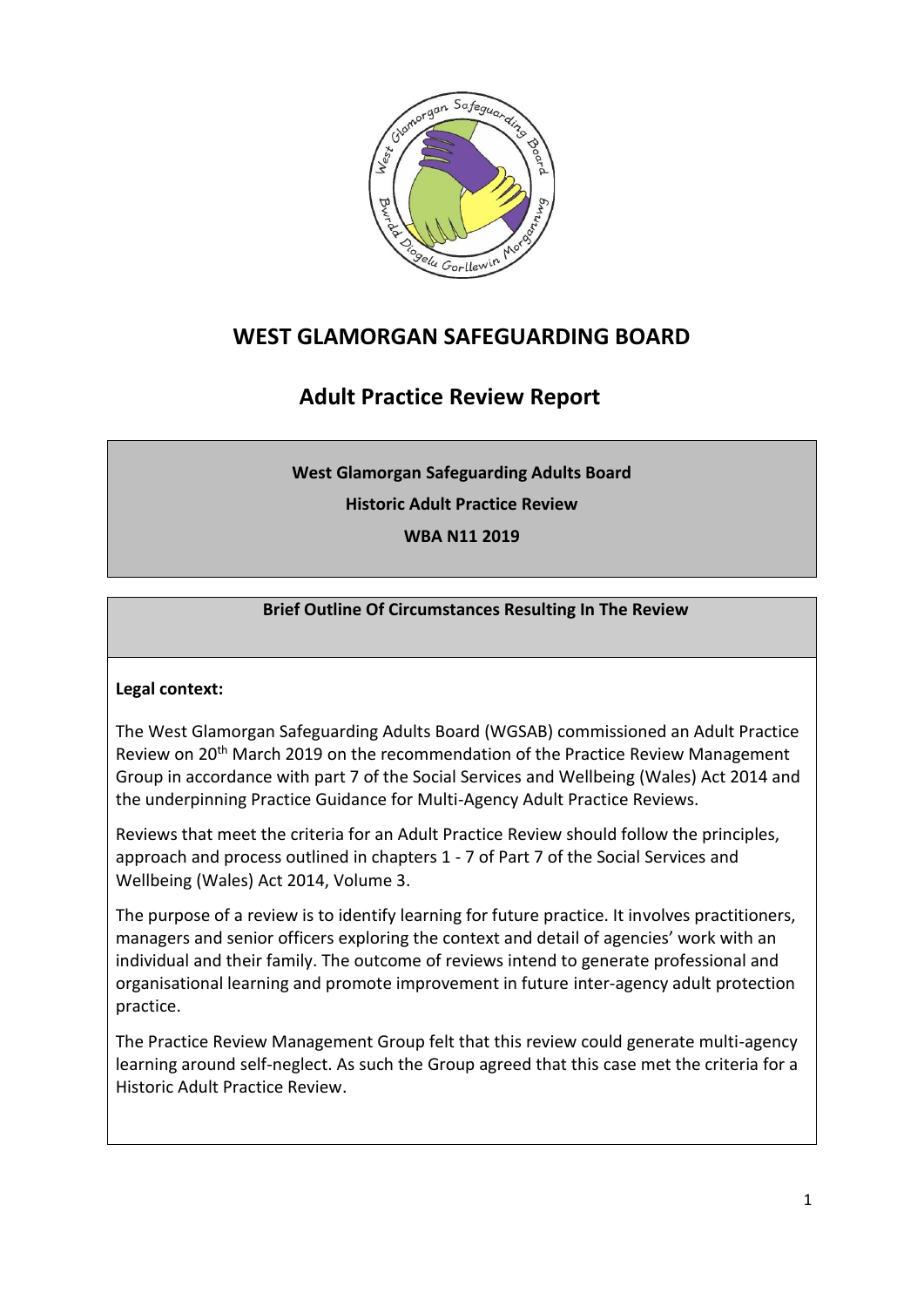# WEST GLAMORGAN SAFEGUARDING BOARD

## Adult Practice Review Report

**West Glamorgan Safeguarding Adults Board**

**Historic Adult Practice Review**

**WBA N11 2019**

**Brief Outline Of Circumstances Resulting In The Review**

**Legal context:**

The West Glamorgan Safeguarding Adults Board (WGSAB) commissioned an Adult Practice Review on 20th March 2019 on the recommendation of the Practice Review Management Group in accordance with part 7 of the Social Services and Wellbeing (Wales) Act 2014 and the underpinning Practice Guidance for Multi-Agency Adult Practice Reviews.

Reviews that meet the criteria for an Adult Practice Review should follow the principles, approach and process outlined in chapters 1 - 7 of Part 7 of the Social Services and Wellbeing (Wales) Act 2014, Volume 3.

The purpose of a review is to identify learning for future practice. It involves practitioners, managers and senior officers exploring the context and detail of agencies' work with an individual and their family. The outcome of reviews intend to generate professional and organisational learning and promote improvement in future inter-agency adult protection practice.

The Practice Review Management Group felt that this review could generate multi-agency learning around self-neglect. As such the Group agreed that this case met the criteria for a Historic Adult Practice Review.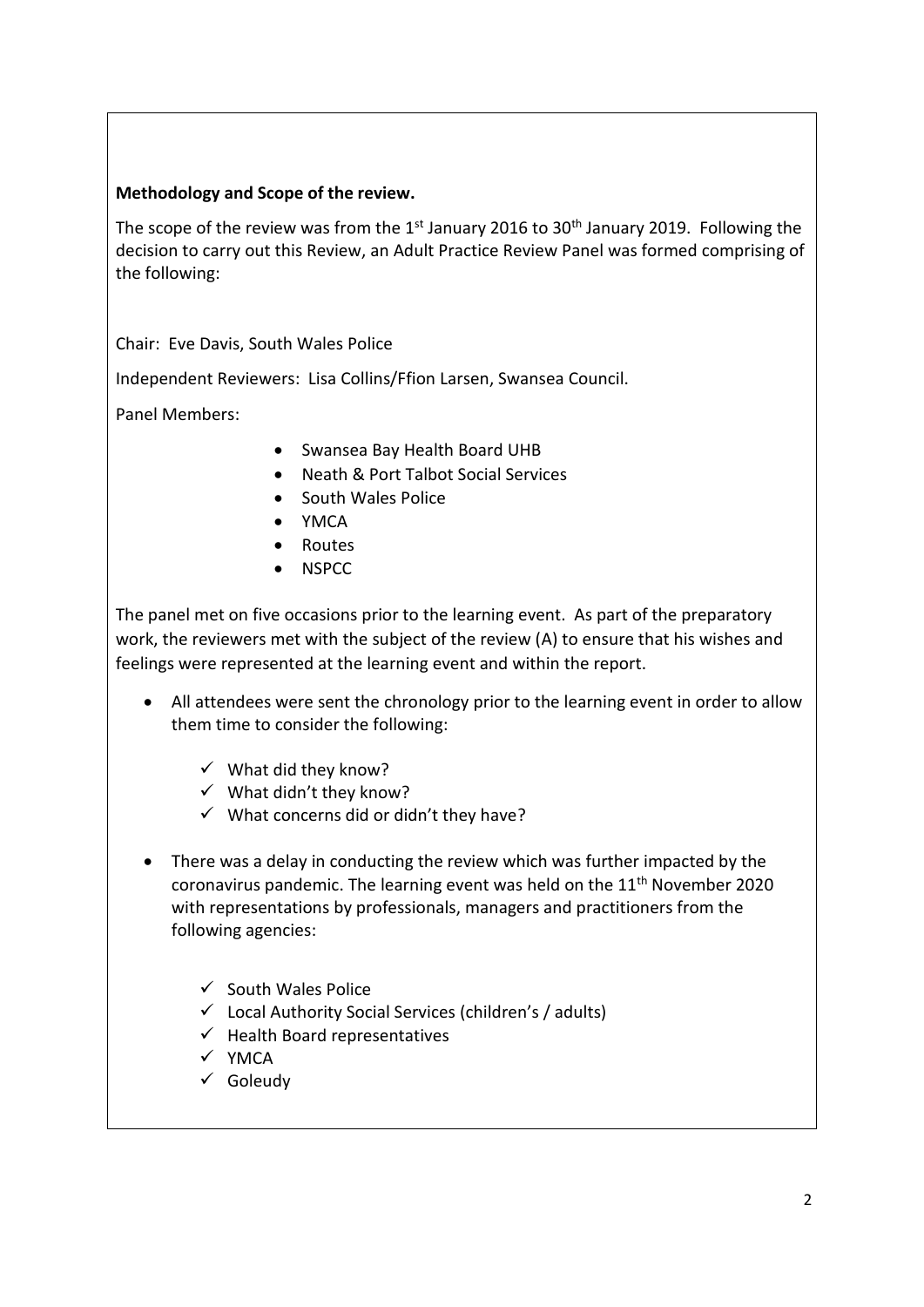**Methodology and Scope of the review.**

The scope of the review was from the 1st January 2016 to 30th January 2019. Following the decision to carry out this Review, an Adult Practice Review Panel was formed comprising of the following:

Chair: Eve Davis, South Wales Police

Independent Reviewers: Lisa Collins/Ffion Larsen, Swansea Council.

Panel Members:

- Swansea Bay Health Board UHB
- Neath & Port Talbot Social Services
- South Wales Police
- YMCA
- Routes
- NSPCC

The panel met on five occasions prior to the learning event. As part of the preparatory work, the reviewers met with the subject of the review (A) to ensure that his wishes and feelings were represented at the learning event and within the report.

- All attendees were sent the chronology prior to the learning event in order to allow them time to consider the following:
  - ✓ What did they know?
  - ✓ What didn't they know?
  - ✓ What concerns did or didn't they have?
- There was a delay in conducting the review which was further impacted by the coronavirus pandemic. The learning event was held on the 11th November 2020 with representations by professionals, managers and practitioners from the following agencies:
  - ✓ South Wales Police
  - ✓ Local Authority Social Services (children's / adults)
  - ✓ Health Board representatives
  - ✓ YMCA
  - ✓ Goleudy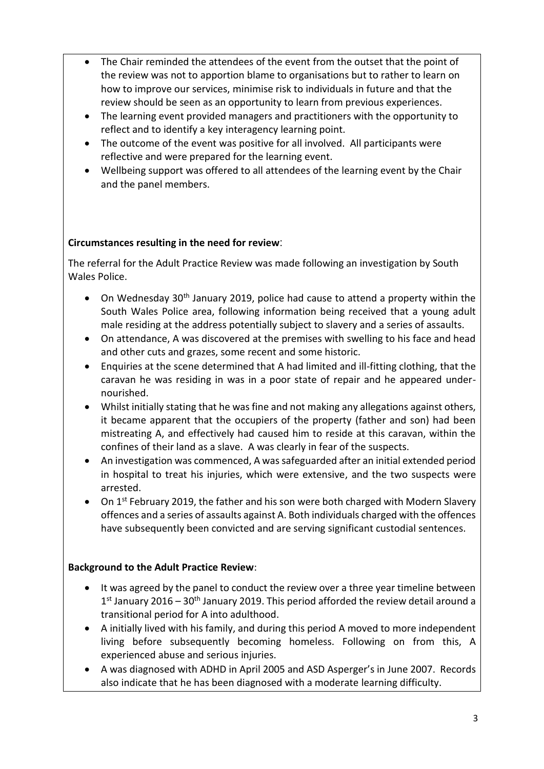- The Chair reminded the attendees of the event from the outset that the point of the review was not to apportion blame to organisations but to rather to learn on how to improve our services, minimise risk to individuals in future and that the review should be seen as an opportunity to learn from previous experiences.
- The learning event provided managers and practitioners with the opportunity to reflect and to identify a key interagency learning point.
- The outcome of the event was positive for all involved. All participants were reflective and were prepared for the learning event.
- Wellbeing support was offered to all attendees of the learning event by the Chair and the panel members.

**Circumstances resulting in the need for review**:

The referral for the Adult Practice Review was made following an investigation by South Wales Police.

- On Wednesday 30th January 2019, police had cause to attend a property within the South Wales Police area, following information being received that a young adult male residing at the address potentially subject to slavery and a series of assaults.
- On attendance, A was discovered at the premises with swelling to his face and head and other cuts and grazes, some recent and some historic.
- Enquiries at the scene determined that A had limited and ill-fitting clothing, that the caravan he was residing in was in a poor state of repair and he appeared under-nourished.
- Whilst initially stating that he was fine and not making any allegations against others, it became apparent that the occupiers of the property (father and son) had been mistreating A, and effectively had caused him to reside at this caravan, within the confines of their land as a slave. A was clearly in fear of the suspects.
- An investigation was commenced, A was safeguarded after an initial extended period in hospital to treat his injuries, which were extensive, and the two suspects were arrested.
- On 1st February 2019, the father and his son were both charged with Modern Slavery offences and a series of assaults against A. Both individuals charged with the offences have subsequently been convicted and are serving significant custodial sentences.

**Background to the Adult Practice Review**:

- It was agreed by the panel to conduct the review over a three year timeline between 1st January 2016 – 30th January 2019. This period afforded the review detail around a transitional period for A into adulthood.
- A initially lived with his family, and during this period A moved to more independent living before subsequently becoming homeless. Following on from this, A experienced abuse and serious injuries.
- A was diagnosed with ADHD in April 2005 and ASD Asperger's in June 2007. Records also indicate that he has been diagnosed with a moderate learning difficulty.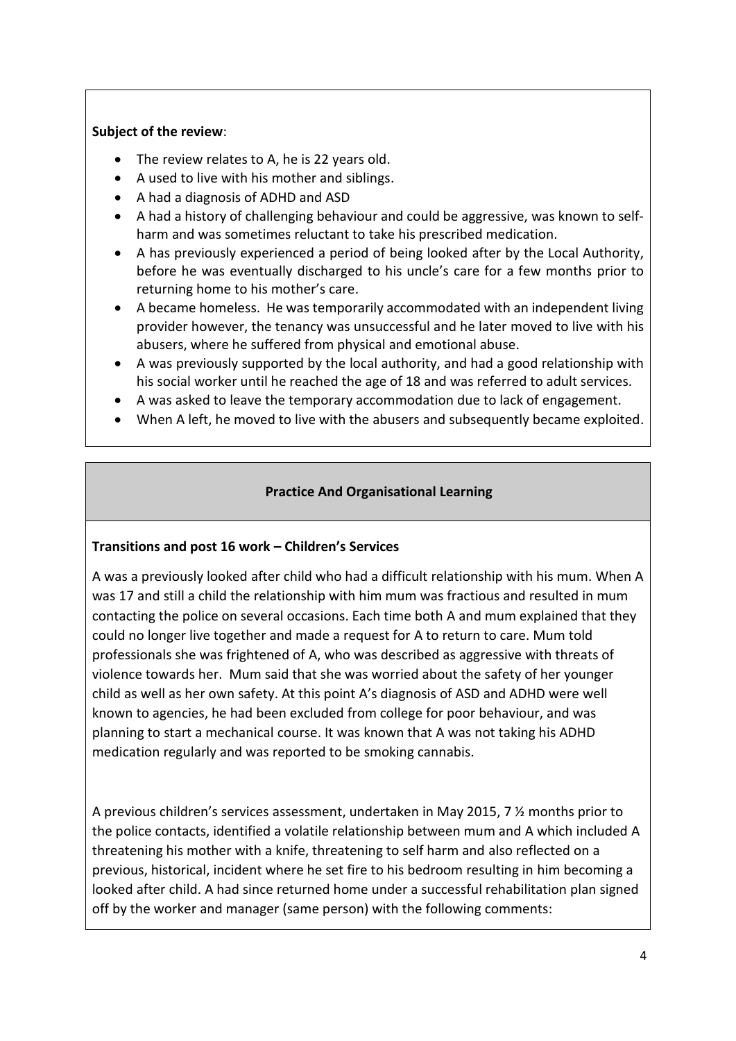**Subject of the review**:

- The review relates to A, he is 22 years old.
- A used to live with his mother and siblings.
- A had a diagnosis of ADHD and ASD
- A had a history of challenging behaviour and could be aggressive, was known to self-harm and was sometimes reluctant to take his prescribed medication.
- A has previously experienced a period of being looked after by the Local Authority, before he was eventually discharged to his uncle's care for a few months prior to returning home to his mother's care.
- A became homeless. He was temporarily accommodated with an independent living provider however, the tenancy was unsuccessful and he later moved to live with his abusers, where he suffered from physical and emotional abuse.
- A was previously supported by the local authority, and had a good relationship with his social worker until he reached the age of 18 and was referred to adult services.
- A was asked to leave the temporary accommodation due to lack of engagement.
- When A left, he moved to live with the abusers and subsequently became exploited.

## Practice And Organisational Learning

**Transitions and post 16 work – Children's Services**

A was a previously looked after child who had a difficult relationship with his mum. When A was 17 and still a child the relationship with him mum was fractious and resulted in mum contacting the police on several occasions. Each time both A and mum explained that they could no longer live together and made a request for A to return to care. Mum told professionals she was frightened of A, who was described as aggressive with threats of violence towards her. Mum said that she was worried about the safety of her younger child as well as her own safety. At this point A's diagnosis of ASD and ADHD were well known to agencies, he had been excluded from college for poor behaviour, and was planning to start a mechanical course. It was known that A was not taking his ADHD medication regularly and was reported to be smoking cannabis.

A previous children's services assessment, undertaken in May 2015, 7 ½ months prior to the police contacts, identified a volatile relationship between mum and A which included A threatening his mother with a knife, threatening to self harm and also reflected on a previous, historical, incident where he set fire to his bedroom resulting in him becoming a looked after child. A had since returned home under a successful rehabilitation plan signed off by the worker and manager (same person) with the following comments: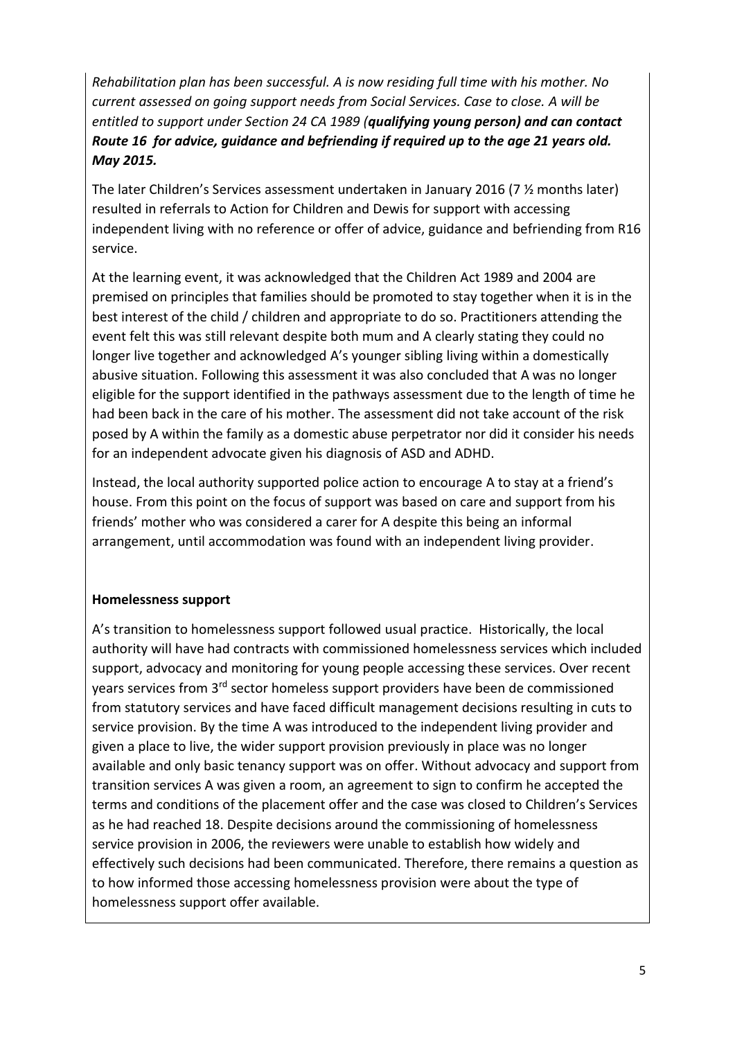*Rehabilitation plan has been successful. A is now residing full time with his mother. No current assessed on going support needs from Social Services. Case to close. A will be entitled to support under Section 24 CA 1989 (**qualifying young person) and can contact Route 16 for advice, guidance and befriending if required up to the age 21 years old. May 2015.***

The later Children's Services assessment undertaken in January 2016 (7 ½ months later) resulted in referrals to Action for Children and Dewis for support with accessing independent living with no reference or offer of advice, guidance and befriending from R16 service.

At the learning event, it was acknowledged that the Children Act 1989 and 2004 are premised on principles that families should be promoted to stay together when it is in the best interest of the child / children and appropriate to do so. Practitioners attending the event felt this was still relevant despite both mum and A clearly stating they could no longer live together and acknowledged A's younger sibling living within a domestically abusive situation. Following this assessment it was also concluded that A was no longer eligible for the support identified in the pathways assessment due to the length of time he had been back in the care of his mother. The assessment did not take account of the risk posed by A within the family as a domestic abuse perpetrator nor did it consider his needs for an independent advocate given his diagnosis of ASD and ADHD.

Instead, the local authority supported police action to encourage A to stay at a friend's house. From this point on the focus of support was based on care and support from his friends' mother who was considered a carer for A despite this being an informal arrangement, until accommodation was found with an independent living provider.

**Homelessness support**

A's transition to homelessness support followed usual practice. Historically, the local authority will have had contracts with commissioned homelessness services which included support, advocacy and monitoring for young people accessing these services. Over recent years services from 3rd sector homeless support providers have been de commissioned from statutory services and have faced difficult management decisions resulting in cuts to service provision. By the time A was introduced to the independent living provider and given a place to live, the wider support provision previously in place was no longer available and only basic tenancy support was on offer. Without advocacy and support from transition services A was given a room, an agreement to sign to confirm he accepted the terms and conditions of the placement offer and the case was closed to Children's Services as he had reached 18. Despite decisions around the commissioning of homelessness service provision in 2006, the reviewers were unable to establish how widely and effectively such decisions had been communicated. Therefore, there remains a question as to how informed those accessing homelessness provision were about the type of homelessness support offer available.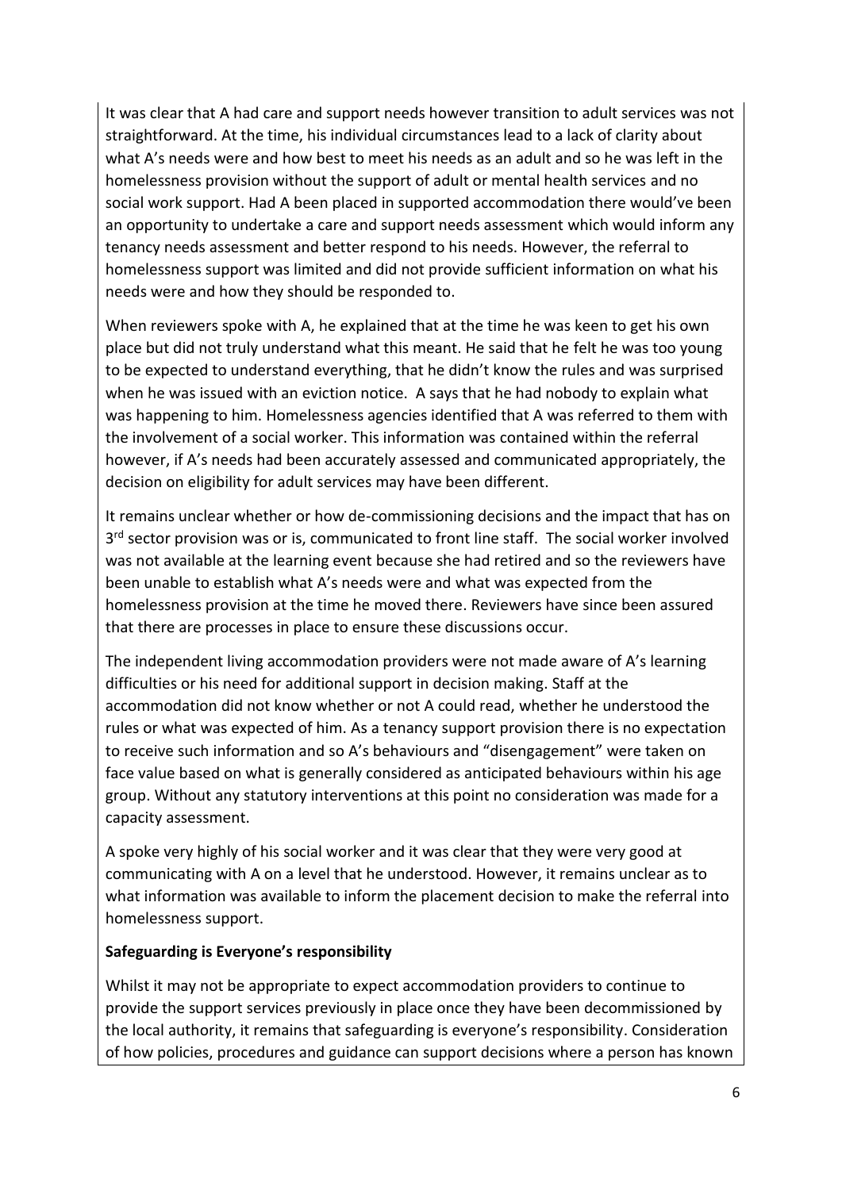It was clear that A had care and support needs however transition to adult services was not straightforward. At the time, his individual circumstances lead to a lack of clarity about what A's needs were and how best to meet his needs as an adult and so he was left in the homelessness provision without the support of adult or mental health services and no social work support. Had A been placed in supported accommodation there would've been an opportunity to undertake a care and support needs assessment which would inform any tenancy needs assessment and better respond to his needs. However, the referral to homelessness support was limited and did not provide sufficient information on what his needs were and how they should be responded to.

When reviewers spoke with A, he explained that at the time he was keen to get his own place but did not truly understand what this meant. He said that he felt he was too young to be expected to understand everything, that he didn't know the rules and was surprised when he was issued with an eviction notice. A says that he had nobody to explain what was happening to him. Homelessness agencies identified that A was referred to them with the involvement of a social worker. This information was contained within the referral however, if A's needs had been accurately assessed and communicated appropriately, the decision on eligibility for adult services may have been different.

It remains unclear whether or how de-commissioning decisions and the impact that has on 3rd sector provision was or is, communicated to front line staff. The social worker involved was not available at the learning event because she had retired and so the reviewers have been unable to establish what A's needs were and what was expected from the homelessness provision at the time he moved there. Reviewers have since been assured that there are processes in place to ensure these discussions occur.

The independent living accommodation providers were not made aware of A's learning difficulties or his need for additional support in decision making. Staff at the accommodation did not know whether or not A could read, whether he understood the rules or what was expected of him. As a tenancy support provision there is no expectation to receive such information and so A's behaviours and "disengagement" were taken on face value based on what is generally considered as anticipated behaviours within his age group. Without any statutory interventions at this point no consideration was made for a capacity assessment.

A spoke very highly of his social worker and it was clear that they were very good at communicating with A on a level that he understood. However, it remains unclear as to what information was available to inform the placement decision to make the referral into homelessness support.

**Safeguarding is Everyone's responsibility**

Whilst it may not be appropriate to expect accommodation providers to continue to provide the support services previously in place once they have been decommissioned by the local authority, it remains that safeguarding is everyone's responsibility. Consideration of how policies, procedures and guidance can support decisions where a person has known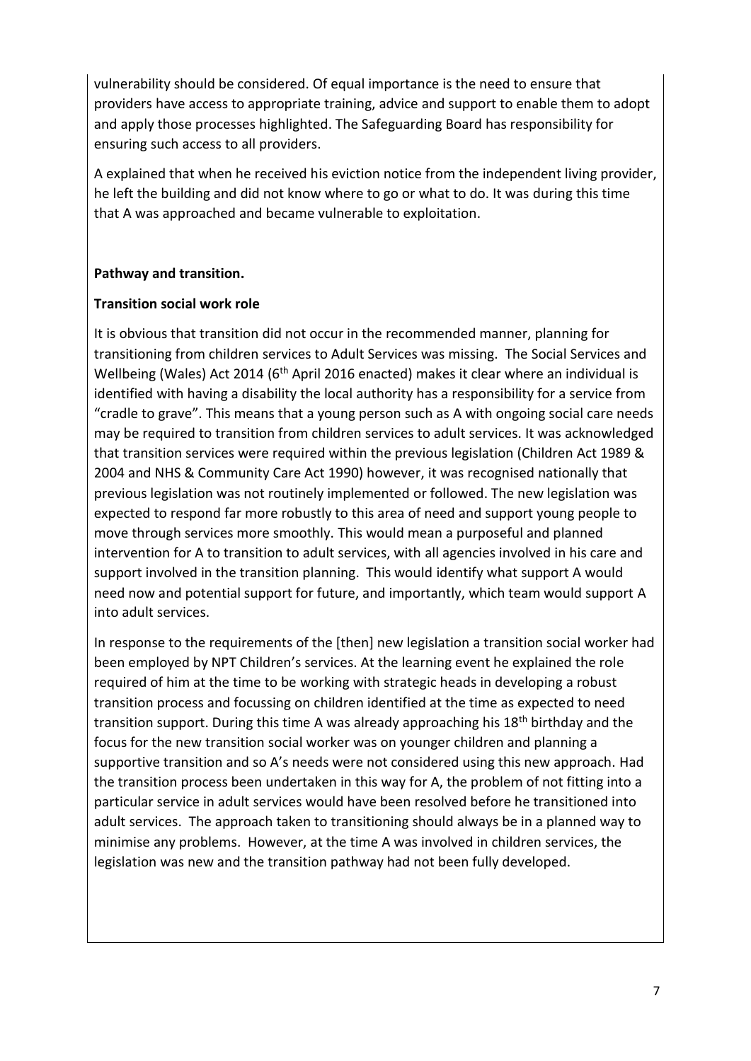vulnerability should be considered. Of equal importance is the need to ensure that providers have access to appropriate training, advice and support to enable them to adopt and apply those processes highlighted. The Safeguarding Board has responsibility for ensuring such access to all providers.

A explained that when he received his eviction notice from the independent living provider, he left the building and did not know where to go or what to do. It was during this time that A was approached and became vulnerable to exploitation.

**Pathway and transition.**

**Transition social work role**

It is obvious that transition did not occur in the recommended manner, planning for transitioning from children services to Adult Services was missing. The Social Services and Wellbeing (Wales) Act 2014 (6th April 2016 enacted) makes it clear where an individual is identified with having a disability the local authority has a responsibility for a service from "cradle to grave". This means that a young person such as A with ongoing social care needs may be required to transition from children services to adult services. It was acknowledged that transition services were required within the previous legislation (Children Act 1989 & 2004 and NHS & Community Care Act 1990) however, it was recognised nationally that previous legislation was not routinely implemented or followed. The new legislation was expected to respond far more robustly to this area of need and support young people to move through services more smoothly. This would mean a purposeful and planned intervention for A to transition to adult services, with all agencies involved in his care and support involved in the transition planning. This would identify what support A would need now and potential support for future, and importantly, which team would support A into adult services.

In response to the requirements of the [then] new legislation a transition social worker had been employed by NPT Children's services. At the learning event he explained the role required of him at the time to be working with strategic heads in developing a robust transition process and focussing on children identified at the time as expected to need transition support. During this time A was already approaching his 18th birthday and the focus for the new transition social worker was on younger children and planning a supportive transition and so A's needs were not considered using this new approach. Had the transition process been undertaken in this way for A, the problem of not fitting into a particular service in adult services would have been resolved before he transitioned into adult services. The approach taken to transitioning should always be in a planned way to minimise any problems. However, at the time A was involved in children services, the legislation was new and the transition pathway had not been fully developed.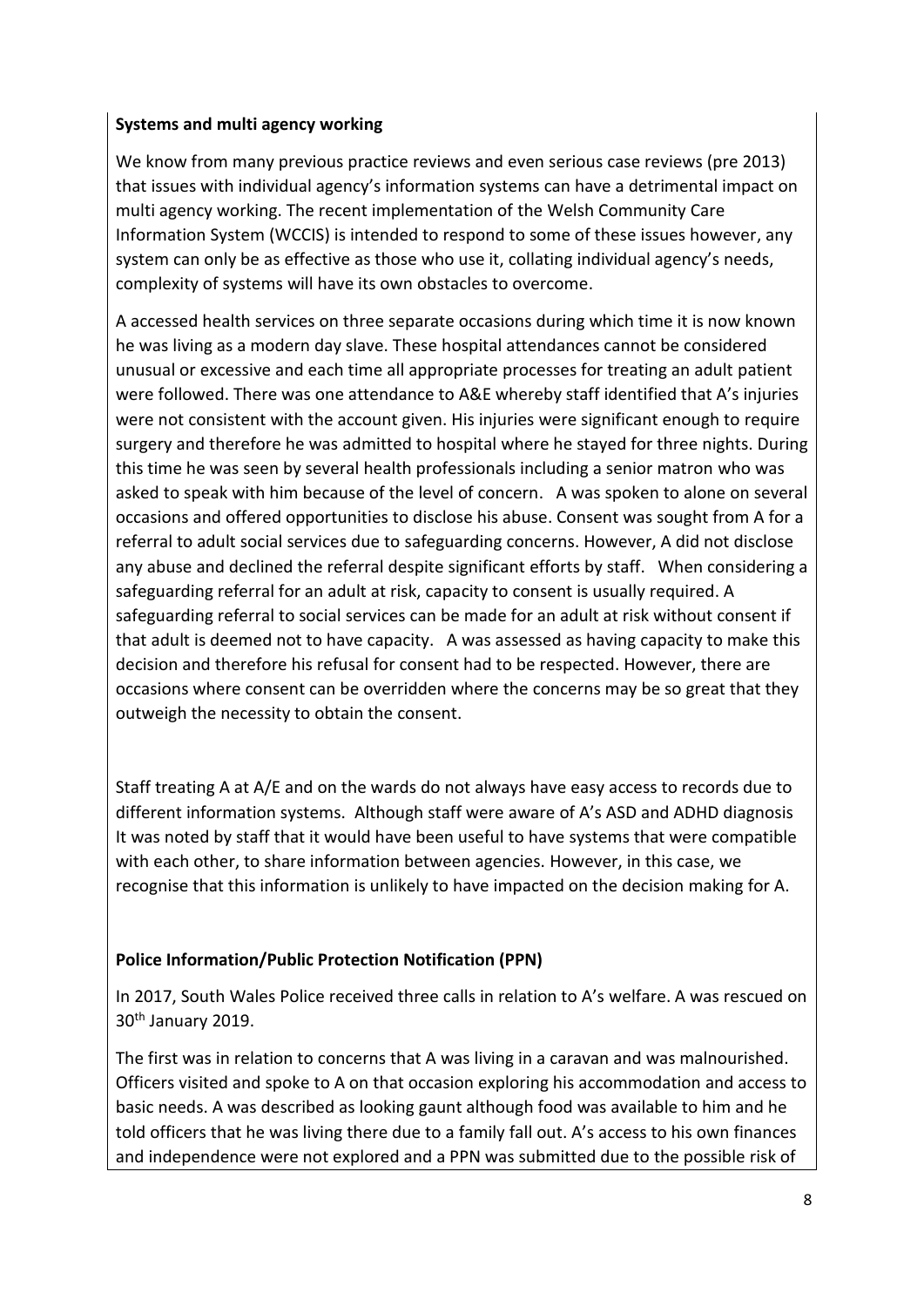**Systems and multi agency working**

We know from many previous practice reviews and even serious case reviews (pre 2013) that issues with individual agency's information systems can have a detrimental impact on multi agency working. The recent implementation of the Welsh Community Care Information System (WCCIS) is intended to respond to some of these issues however, any system can only be as effective as those who use it, collating individual agency's needs, complexity of systems will have its own obstacles to overcome.

A accessed health services on three separate occasions during which time it is now known he was living as a modern day slave. These hospital attendances cannot be considered unusual or excessive and each time all appropriate processes for treating an adult patient were followed. There was one attendance to A&E whereby staff identified that A's injuries were not consistent with the account given. His injuries were significant enough to require surgery and therefore he was admitted to hospital where he stayed for three nights. During this time he was seen by several health professionals including a senior matron who was asked to speak with him because of the level of concern. A was spoken to alone on several occasions and offered opportunities to disclose his abuse. Consent was sought from A for a referral to adult social services due to safeguarding concerns. However, A did not disclose any abuse and declined the referral despite significant efforts by staff. When considering a safeguarding referral for an adult at risk, capacity to consent is usually required. A safeguarding referral to social services can be made for an adult at risk without consent if that adult is deemed not to have capacity. A was assessed as having capacity to make this decision and therefore his refusal for consent had to be respected. However, there are occasions where consent can be overridden where the concerns may be so great that they outweigh the necessity to obtain the consent.

Staff treating A at A/E and on the wards do not always have easy access to records due to different information systems. Although staff were aware of A's ASD and ADHD diagnosis It was noted by staff that it would have been useful to have systems that were compatible with each other, to share information between agencies. However, in this case, we recognise that this information is unlikely to have impacted on the decision making for A.

**Police Information/Public Protection Notification (PPN)**

In 2017, South Wales Police received three calls in relation to A's welfare. A was rescued on 30th January 2019.

The first was in relation to concerns that A was living in a caravan and was malnourished. Officers visited and spoke to A on that occasion exploring his accommodation and access to basic needs. A was described as looking gaunt although food was available to him and he told officers that he was living there due to a family fall out. A's access to his own finances and independence were not explored and a PPN was submitted due to the possible risk of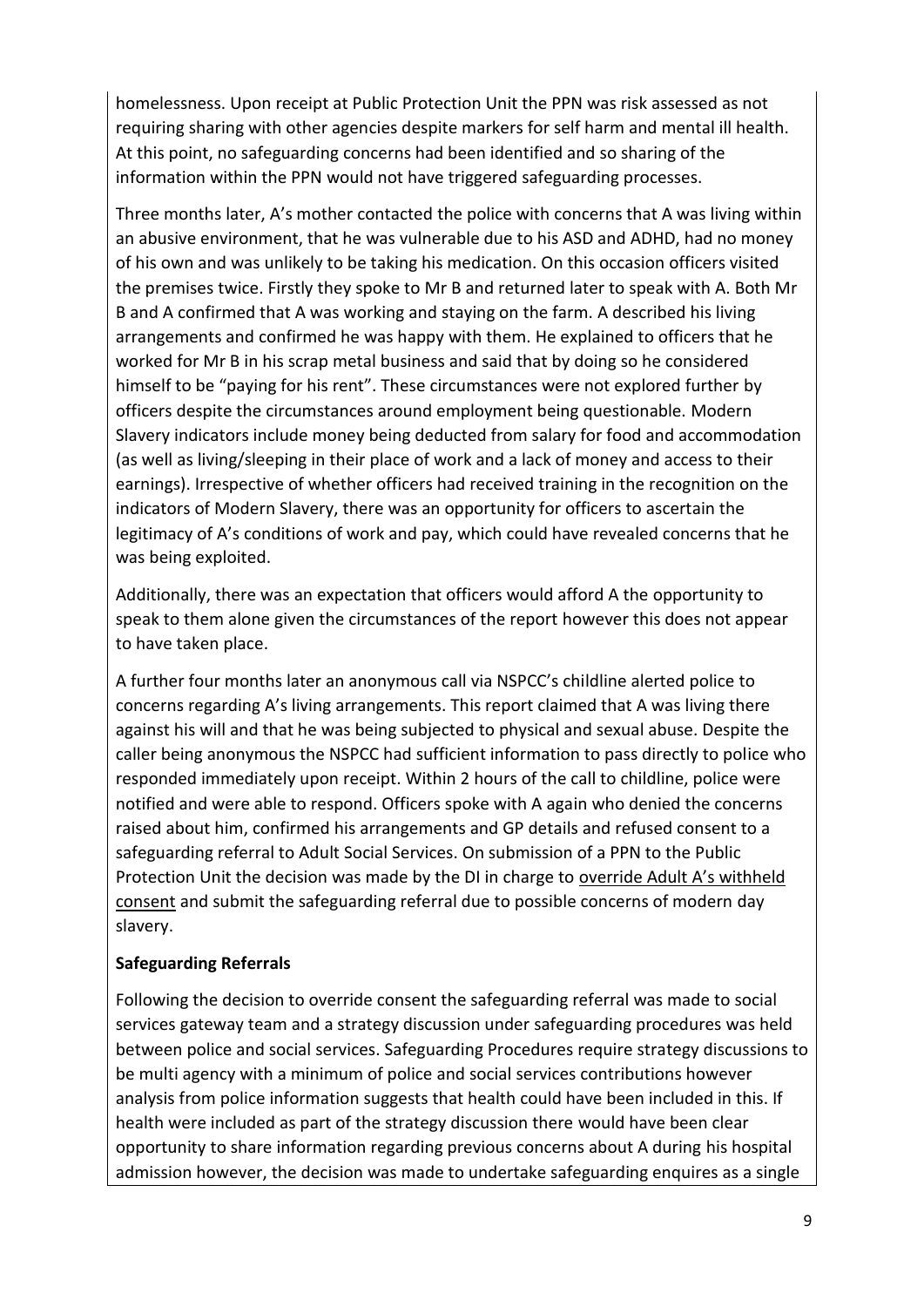homelessness. Upon receipt at Public Protection Unit the PPN was risk assessed as not requiring sharing with other agencies despite markers for self harm and mental ill health. At this point, no safeguarding concerns had been identified and so sharing of the information within the PPN would not have triggered safeguarding processes.

Three months later, A's mother contacted the police with concerns that A was living within an abusive environment, that he was vulnerable due to his ASD and ADHD, had no money of his own and was unlikely to be taking his medication. On this occasion officers visited the premises twice. Firstly they spoke to Mr B and returned later to speak with A. Both Mr B and A confirmed that A was working and staying on the farm. A described his living arrangements and confirmed he was happy with them. He explained to officers that he worked for Mr B in his scrap metal business and said that by doing so he considered himself to be "paying for his rent". These circumstances were not explored further by officers despite the circumstances around employment being questionable. Modern Slavery indicators include money being deducted from salary for food and accommodation (as well as living/sleeping in their place of work and a lack of money and access to their earnings). Irrespective of whether officers had received training in the recognition on the indicators of Modern Slavery, there was an opportunity for officers to ascertain the legitimacy of A's conditions of work and pay, which could have revealed concerns that he was being exploited.

Additionally, there was an expectation that officers would afford A the opportunity to speak to them alone given the circumstances of the report however this does not appear to have taken place.

A further four months later an anonymous call via NSPCC's childline alerted police to concerns regarding A's living arrangements. This report claimed that A was living there against his will and that he was being subjected to physical and sexual abuse. Despite the caller being anonymous the NSPCC had sufficient information to pass directly to police who responded immediately upon receipt. Within 2 hours of the call to childline, police were notified and were able to respond. Officers spoke with A again who denied the concerns raised about him, confirmed his arrangements and GP details and refused consent to a safeguarding referral to Adult Social Services. On submission of a PPN to the Public Protection Unit the decision was made by the DI in charge to override Adult A's withheld consent and submit the safeguarding referral due to possible concerns of modern day slavery.

**Safeguarding Referrals**

Following the decision to override consent the safeguarding referral was made to social services gateway team and a strategy discussion under safeguarding procedures was held between police and social services. Safeguarding Procedures require strategy discussions to be multi agency with a minimum of police and social services contributions however analysis from police information suggests that health could have been included in this. If health were included as part of the strategy discussion there would have been clear opportunity to share information regarding previous concerns about A during his hospital admission however, the decision was made to undertake safeguarding enquires as a single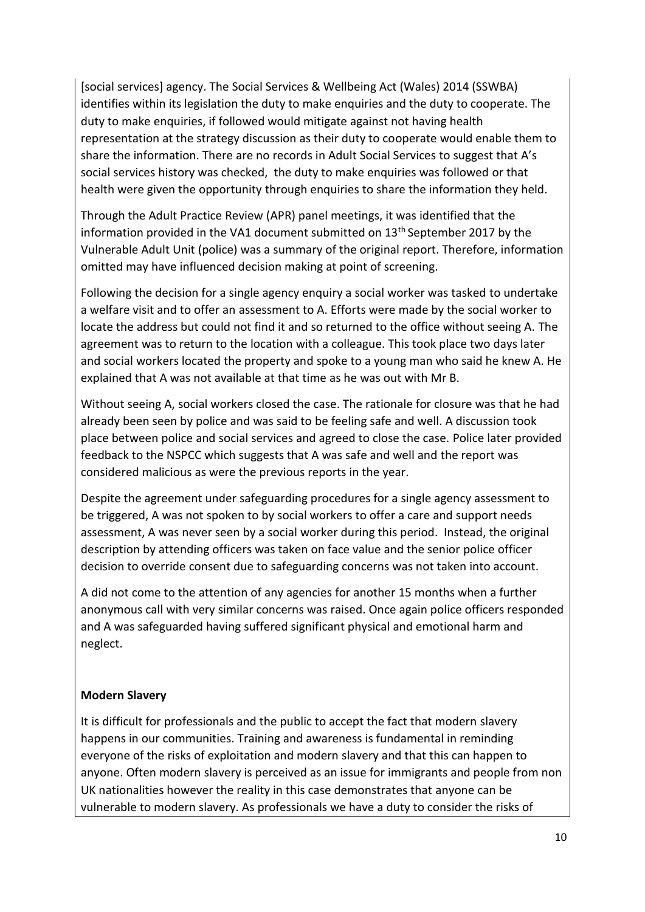[social services] agency. The Social Services & Wellbeing Act (Wales) 2014 (SSWBA) identifies within its legislation the duty to make enquiries and the duty to cooperate. The duty to make enquiries, if followed would mitigate against not having health representation at the strategy discussion as their duty to cooperate would enable them to share the information. There are no records in Adult Social Services to suggest that A's social services history was checked, the duty to make enquiries was followed or that health were given the opportunity through enquiries to share the information they held.

Through the Adult Practice Review (APR) panel meetings, it was identified that the information provided in the VA1 document submitted on 13th September 2017 by the Vulnerable Adult Unit (police) was a summary of the original report. Therefore, information omitted may have influenced decision making at point of screening.

Following the decision for a single agency enquiry a social worker was tasked to undertake a welfare visit and to offer an assessment to A. Efforts were made by the social worker to locate the address but could not find it and so returned to the office without seeing A. The agreement was to return to the location with a colleague. This took place two days later and social workers located the property and spoke to a young man who said he knew A. He explained that A was not available at that time as he was out with Mr B.

Without seeing A, social workers closed the case. The rationale for closure was that he had already been seen by police and was said to be feeling safe and well. A discussion took place between police and social services and agreed to close the case. Police later provided feedback to the NSPCC which suggests that A was safe and well and the report was considered malicious as were the previous reports in the year.

Despite the agreement under safeguarding procedures for a single agency assessment to be triggered, A was not spoken to by social workers to offer a care and support needs assessment, A was never seen by a social worker during this period. Instead, the original description by attending officers was taken on face value and the senior police officer decision to override consent due to safeguarding concerns was not taken into account.

A did not come to the attention of any agencies for another 15 months when a further anonymous call with very similar concerns was raised. Once again police officers responded and A was safeguarded having suffered significant physical and emotional harm and neglect.

**Modern Slavery**

It is difficult for professionals and the public to accept the fact that modern slavery happens in our communities. Training and awareness is fundamental in reminding everyone of the risks of exploitation and modern slavery and that this can happen to anyone. Often modern slavery is perceived as an issue for immigrants and people from non UK nationalities however the reality in this case demonstrates that anyone can be vulnerable to modern slavery. As professionals we have a duty to consider the risks of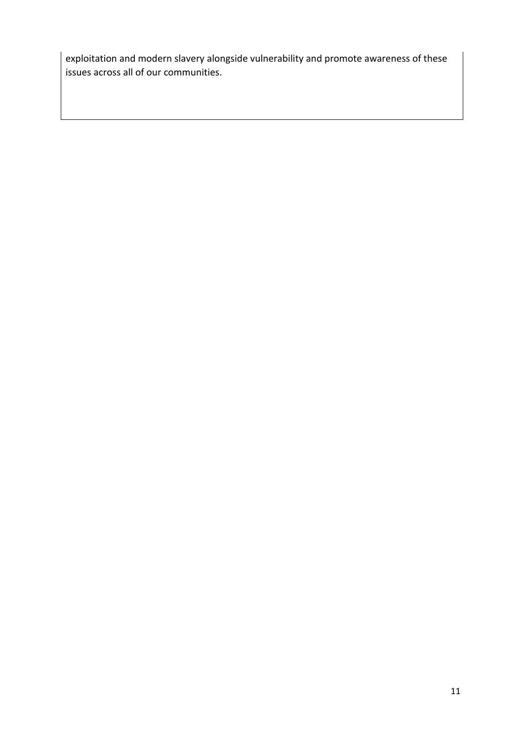exploitation and modern slavery alongside vulnerability and promote awareness of these issues across all of our communities.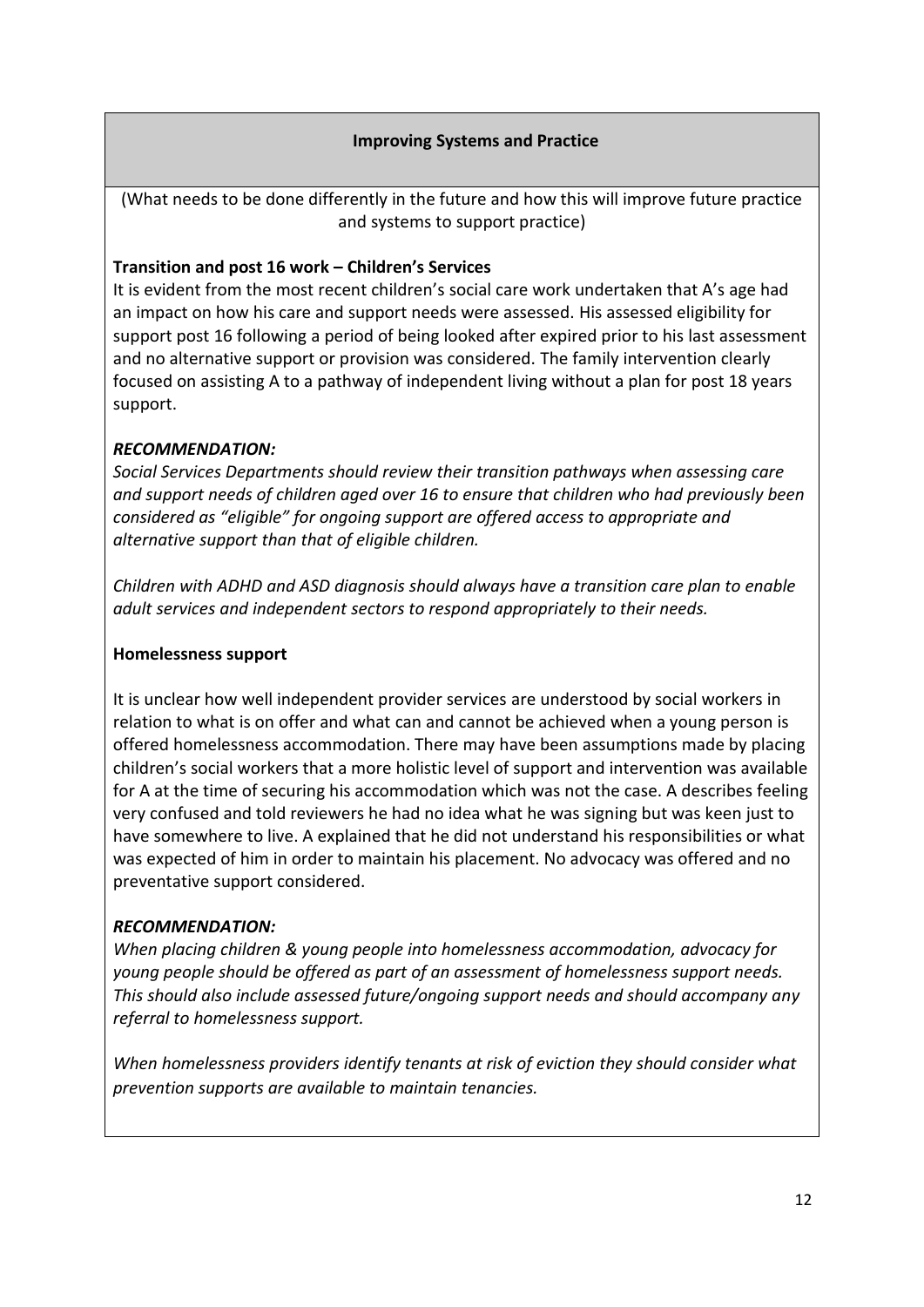## Improving Systems and Practice

(What needs to be done differently in the future and how this will improve future practice and systems to support practice)

**Transition and post 16 work – Children's Services**

It is evident from the most recent children's social care work undertaken that A's age had an impact on how his care and support needs were assessed. His assessed eligibility for support post 16 following a period of being looked after expired prior to his last assessment and no alternative support or provision was considered. The family intervention clearly focused on assisting A to a pathway of independent living without a plan for post 18 years support.

***RECOMMENDATION:***

*Social Services Departments should review their transition pathways when assessing care and support needs of children aged over 16 to ensure that children who had previously been considered as "eligible" for ongoing support are offered access to appropriate and alternative support than that of eligible children.*

*Children with ADHD and ASD diagnosis should always have a transition care plan to enable adult services and independent sectors to respond appropriately to their needs.*

**Homelessness support**

It is unclear how well independent provider services are understood by social workers in relation to what is on offer and what can and cannot be achieved when a young person is offered homelessness accommodation. There may have been assumptions made by placing children's social workers that a more holistic level of support and intervention was available for A at the time of securing his accommodation which was not the case. A describes feeling very confused and told reviewers he had no idea what he was signing but was keen just to have somewhere to live. A explained that he did not understand his responsibilities or what was expected of him in order to maintain his placement. No advocacy was offered and no preventative support considered.

***RECOMMENDATION:***

*When placing children & young people into homelessness accommodation, advocacy for young people should be offered as part of an assessment of homelessness support needs. This should also include assessed future/ongoing support needs and should accompany any referral to homelessness support.*

*When homelessness providers identify tenants at risk of eviction they should consider what prevention supports are available to maintain tenancies.*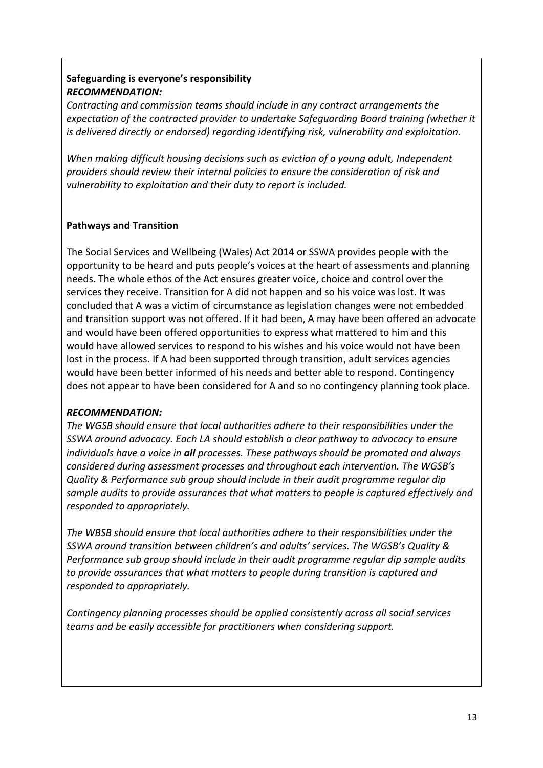**Safeguarding is everyone's responsibility**
***RECOMMENDATION:***

*Contracting and commission teams should include in any contract arrangements the expectation of the contracted provider to undertake Safeguarding Board training (whether it is delivered directly or endorsed) regarding identifying risk, vulnerability and exploitation.*

*When making difficult housing decisions such as eviction of a young adult, Independent providers should review their internal policies to ensure the consideration of risk and vulnerability to exploitation and their duty to report is included.*

**Pathways and Transition**

The Social Services and Wellbeing (Wales) Act 2014 or SSWA provides people with the opportunity to be heard and puts people's voices at the heart of assessments and planning needs. The whole ethos of the Act ensures greater voice, choice and control over the services they receive. Transition for A did not happen and so his voice was lost. It was concluded that A was a victim of circumstance as legislation changes were not embedded and transition support was not offered. If it had been, A may have been offered an advocate and would have been offered opportunities to express what mattered to him and this would have allowed services to respond to his wishes and his voice would not have been lost in the process. If A had been supported through transition, adult services agencies would have been better informed of his needs and better able to respond. Contingency does not appear to have been considered for A and so no contingency planning took place.

***RECOMMENDATION:***

*The WGSB should ensure that local authorities adhere to their responsibilities under the SSWA around advocacy. Each LA should establish a clear pathway to advocacy to ensure individuals have a voice in **all** processes. These pathways should be promoted and always considered during assessment processes and throughout each intervention. The WGSB's Quality & Performance sub group should include in their audit programme regular dip sample audits to provide assurances that what matters to people is captured effectively and responded to appropriately.*

*The WBSB should ensure that local authorities adhere to their responsibilities under the SSWA around transition between children's and adults' services. The WGSB's Quality & Performance sub group should include in their audit programme regular dip sample audits to provide assurances that what matters to people during transition is captured and responded to appropriately.*

*Contingency planning processes should be applied consistently across all social services teams and be easily accessible for practitioners when considering support.*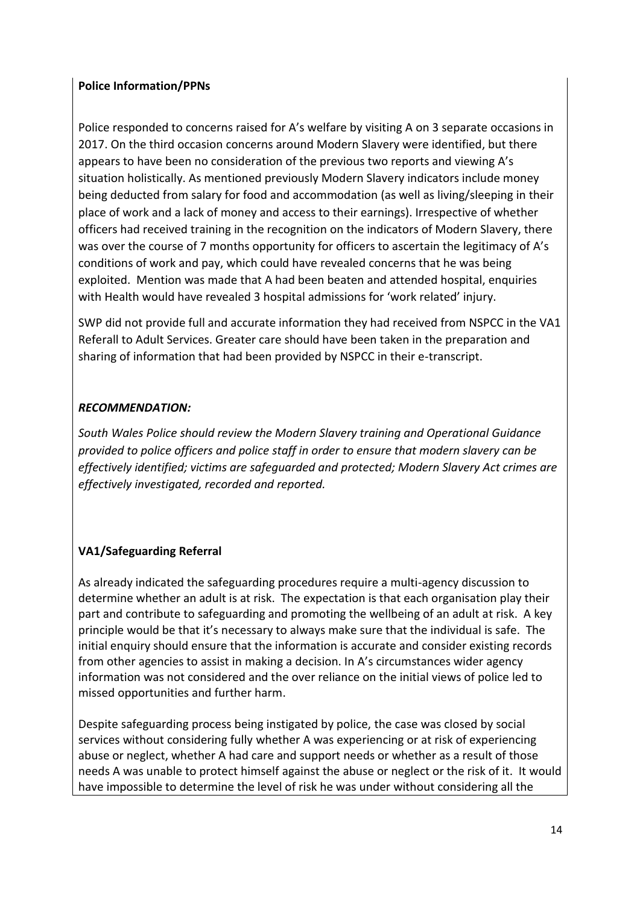**Police Information/PPNs**

Police responded to concerns raised for A's welfare by visiting A on 3 separate occasions in 2017. On the third occasion concerns around Modern Slavery were identified, but there appears to have been no consideration of the previous two reports and viewing A's situation holistically. As mentioned previously Modern Slavery indicators include money being deducted from salary for food and accommodation (as well as living/sleeping in their place of work and a lack of money and access to their earnings). Irrespective of whether officers had received training in the recognition on the indicators of Modern Slavery, there was over the course of 7 months opportunity for officers to ascertain the legitimacy of A's conditions of work and pay, which could have revealed concerns that he was being exploited. Mention was made that A had been beaten and attended hospital, enquiries with Health would have revealed 3 hospital admissions for 'work related' injury.

SWP did not provide full and accurate information they had received from NSPCC in the VA1 Referall to Adult Services. Greater care should have been taken in the preparation and sharing of information that had been provided by NSPCC in their e-transcript.

***RECOMMENDATION:***

*South Wales Police should review the Modern Slavery training and Operational Guidance provided to police officers and police staff in order to ensure that modern slavery can be effectively identified; victims are safeguarded and protected; Modern Slavery Act crimes are effectively investigated, recorded and reported.*

**VA1/Safeguarding Referral**

As already indicated the safeguarding procedures require a multi-agency discussion to determine whether an adult is at risk. The expectation is that each organisation play their part and contribute to safeguarding and promoting the wellbeing of an adult at risk. A key principle would be that it's necessary to always make sure that the individual is safe. The initial enquiry should ensure that the information is accurate and consider existing records from other agencies to assist in making a decision. In A's circumstances wider agency information was not considered and the over reliance on the initial views of police led to missed opportunities and further harm.

Despite safeguarding process being instigated by police, the case was closed by social services without considering fully whether A was experiencing or at risk of experiencing abuse or neglect, whether A had care and support needs or whether as a result of those needs A was unable to protect himself against the abuse or neglect or the risk of it. It would have impossible to determine the level of risk he was under without considering all the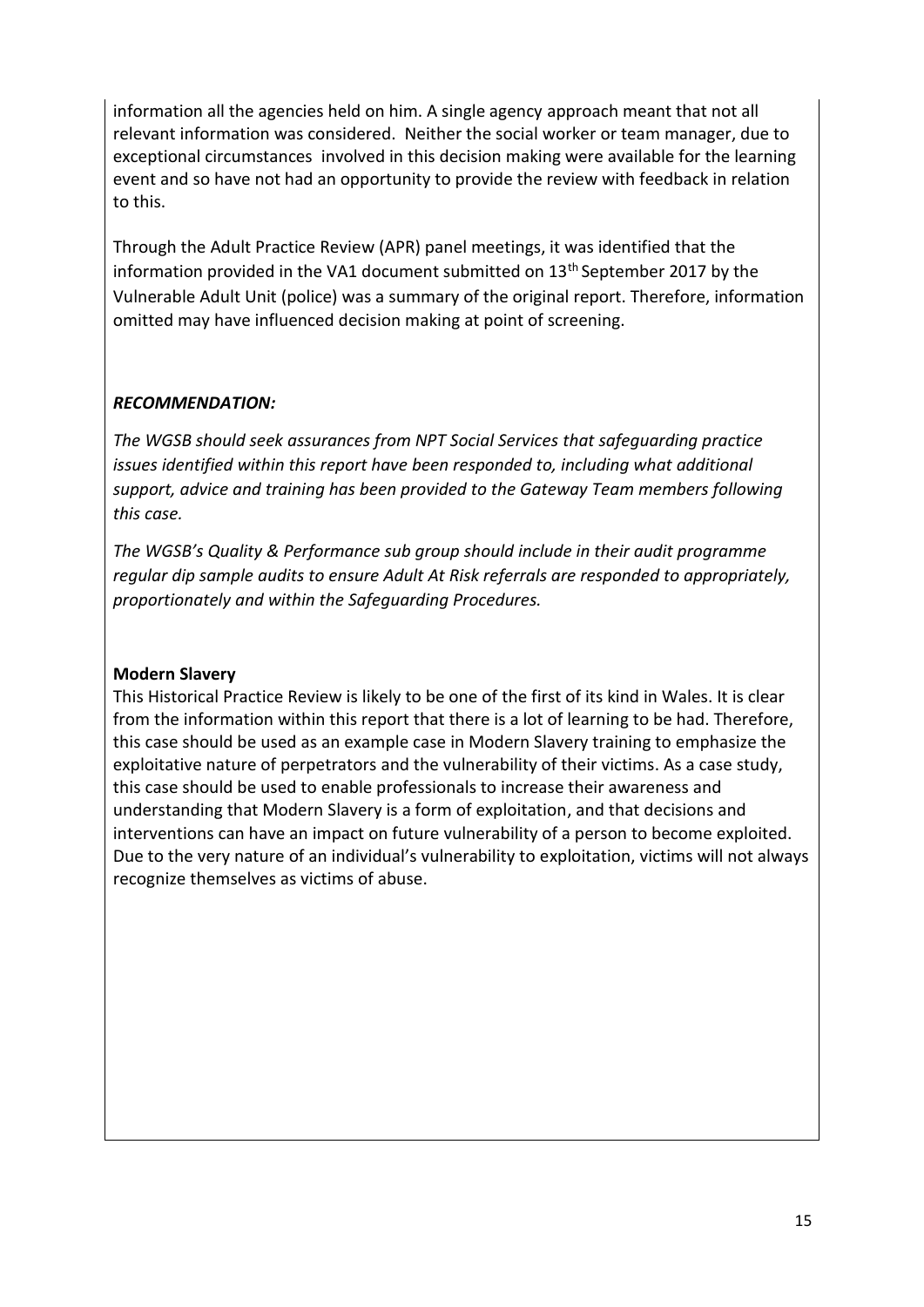information all the agencies held on him. A single agency approach meant that not all relevant information was considered. Neither the social worker or team manager, due to exceptional circumstances involved in this decision making were available for the learning event and so have not had an opportunity to provide the review with feedback in relation to this.

Through the Adult Practice Review (APR) panel meetings, it was identified that the information provided in the VA1 document submitted on 13th September 2017 by the Vulnerable Adult Unit (police) was a summary of the original report. Therefore, information omitted may have influenced decision making at point of screening.

***RECOMMENDATION:***

*The WGSB should seek assurances from NPT Social Services that safeguarding practice issues identified within this report have been responded to, including what additional support, advice and training has been provided to the Gateway Team members following this case.*

*The WGSB's Quality & Performance sub group should include in their audit programme regular dip sample audits to ensure Adult At Risk referrals are responded to appropriately, proportionately and within the Safeguarding Procedures.*

**Modern Slavery**

This Historical Practice Review is likely to be one of the first of its kind in Wales. It is clear from the information within this report that there is a lot of learning to be had. Therefore, this case should be used as an example case in Modern Slavery training to emphasize the exploitative nature of perpetrators and the vulnerability of their victims. As a case study, this case should be used to enable professionals to increase their awareness and understanding that Modern Slavery is a form of exploitation, and that decisions and interventions can have an impact on future vulnerability of a person to become exploited. Due to the very nature of an individual's vulnerability to exploitation, victims will not always recognize themselves as victims of abuse.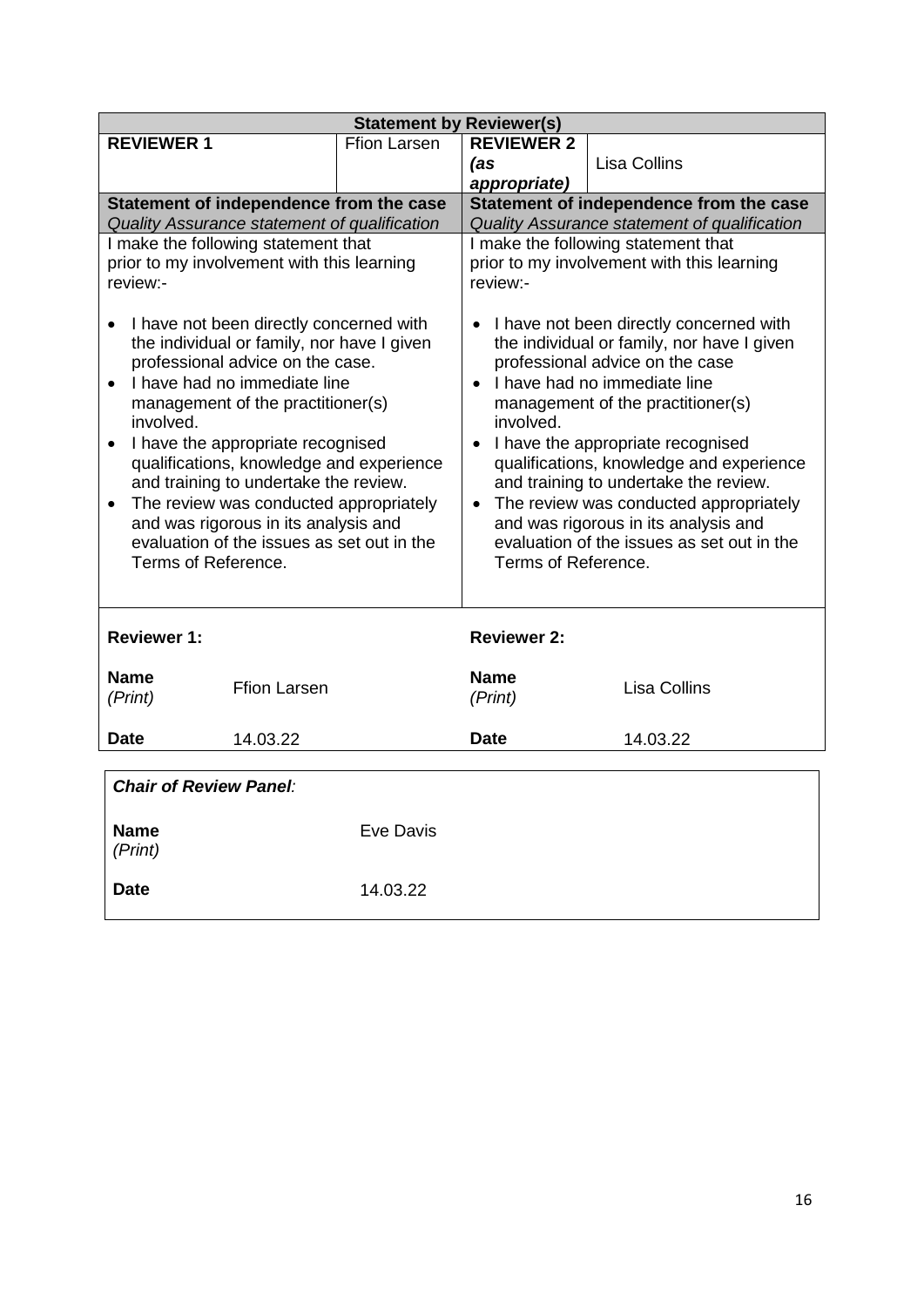| Statement by Reviewer(s) | | | |
|---|---|---|---|
| **REVIEWER 1** | Ffion Larsen | **REVIEWER 2** ***(as appropriate)*** | Lisa Collins |
| **Statement of independence from the case** *Quality Assurance statement of qualification* | | **Statement of independence from the case** *Quality Assurance statement of qualification* | |
| I make the following statement that prior to my involvement with this learning review:-<br><br>• I have not been directly concerned with the individual or family, nor have I given professional advice on the case.<br>• I have had no immediate line management of the practitioner(s) involved.<br>• I have the appropriate recognised qualifications, knowledge and experience and training to undertake the review.<br>• The review was conducted appropriately and was rigorous in its analysis and evaluation of the issues as set out in the Terms of Reference. | | I make the following statement that prior to my involvement with this learning review:-<br><br>• I have not been directly concerned with the individual or family, nor have I given professional advice on the case<br>• I have had no immediate line management of the practitioner(s) involved.<br>• I have the appropriate recognised qualifications, knowledge and experience and training to undertake the review.<br>• The review was conducted appropriately and was rigorous in its analysis and evaluation of the issues as set out in the Terms of Reference. | |
| **Reviewer 1:** | | **Reviewer 2:** | |
| **Name** *(Print)* | Ffion Larsen | **Name** *(Print)* | Lisa Collins |
| **Date** | 14.03.22 | **Date** | 14.03.22 |

***Chair of Review Panel****:*

| | |
|---|---|
| **Name** *(Print)* | Eve Davis |
| **Date** | 14.03.22 |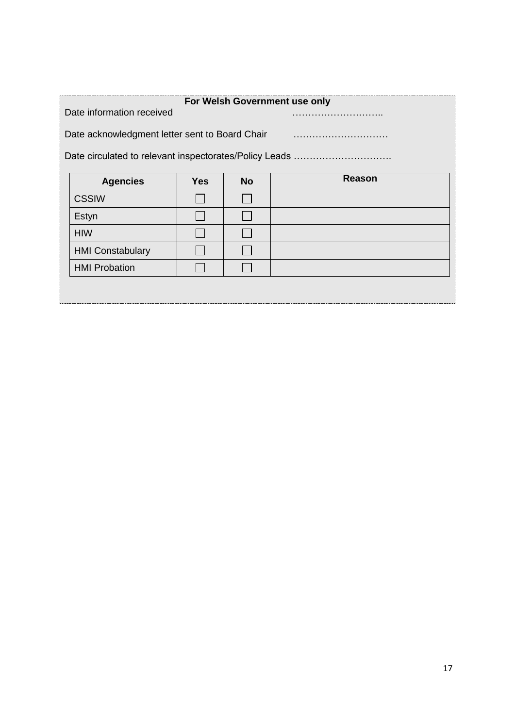**For Welsh Government use only**

Date information received ………………………..

Date acknowledgment letter sent to Board Chair …………………………

Date circulated to relevant inspectorates/Policy Leads ………………………….

| Agencies | Yes | No | Reason |
|---|---|---|---|
| CSSIW | ☐ | ☐ | |
| Estyn | ☐ | ☐ | |
| HIW | ☐ | ☐ | |
| HMI Constabulary | ☐ | ☐ | |
| HMI Probation | ☐ | ☐ | |